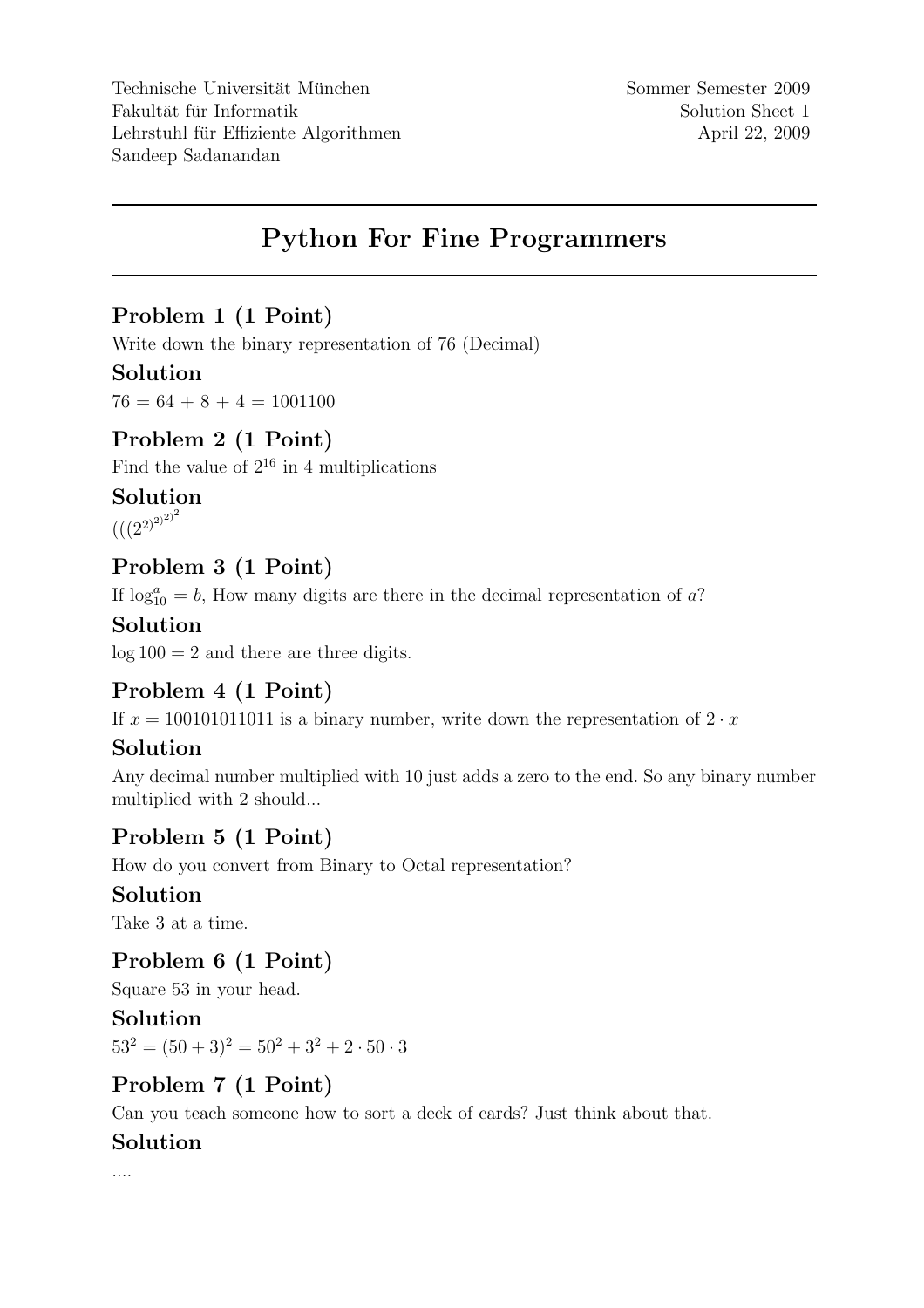Technische Universität München
Fakultät für Informatik
Lehrstuhl für Effiziente Algorithmen
Sandeep Sadanandan

Sommer Semester 2009
Solution Sheet 1
April 22, 2009

---

# Python For Fine Programmers

---

## Problem 1 (1 Point)

Write down the binary representation of 76 (Decimal)

### Solution

$76 = 64 + 8 + 4 = 1001100$

## Problem 2 (1 Point)

Find the value of $2^{16}$ in 4 multiplications

### Solution

$(((2^2)^2)^2)^2$

## Problem 3 (1 Point)

If $\log_{10}^{a} = b$, How many digits are there in the decimal representation of $a$?

### Solution

$\log 100 = 2$ and there are three digits.

## Problem 4 (1 Point)

If $x = 100101011011$ is a binary number, write down the representation of $2 \cdot x$

### Solution

Any decimal number multiplied with 10 just adds a zero to the end. So any binary number multiplied with 2 should...

## Problem 5 (1 Point)

How do you convert from Binary to Octal representation?

### Solution

Take 3 at a time.

## Problem 6 (1 Point)

Square 53 in your head.

### Solution

$53^2 = (50 + 3)^2 = 50^2 + 3^2 + 2 \cdot 50 \cdot 3$

## Problem 7 (1 Point)

Can you teach someone how to sort a deck of cards? Just think about that.

### Solution

....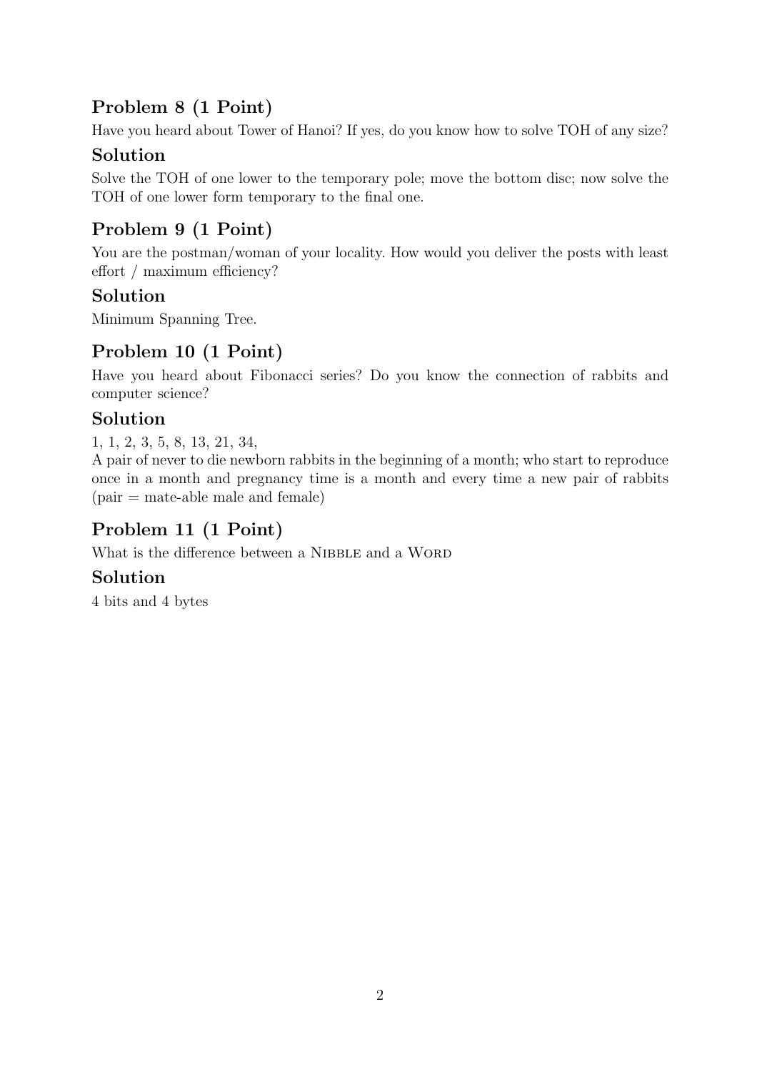## Problem 8 (1 Point)

Have you heard about Tower of Hanoi? If yes, do you know how to solve TOH of any size?

### Solution

Solve the TOH of one lower to the temporary pole; move the bottom disc; now solve the TOH of one lower form temporary to the final one.

## Problem 9 (1 Point)

You are the postman/woman of your locality. How would you deliver the posts with least effort / maximum efficiency?

### Solution

Minimum Spanning Tree.

## Problem 10 (1 Point)

Have you heard about Fibonacci series? Do you know the connection of rabbits and computer science?

### Solution

1, 1, 2, 3, 5, 8, 13, 21, 34,

A pair of never to die newborn rabbits in the beginning of a month; who start to reproduce once in a month and pregnancy time is a month and every time a new pair of rabbits (pair = mate-able male and female)

## Problem 11 (1 Point)

What is the difference between a NIBBLE and a WORD

### Solution

4 bits and 4 bytes